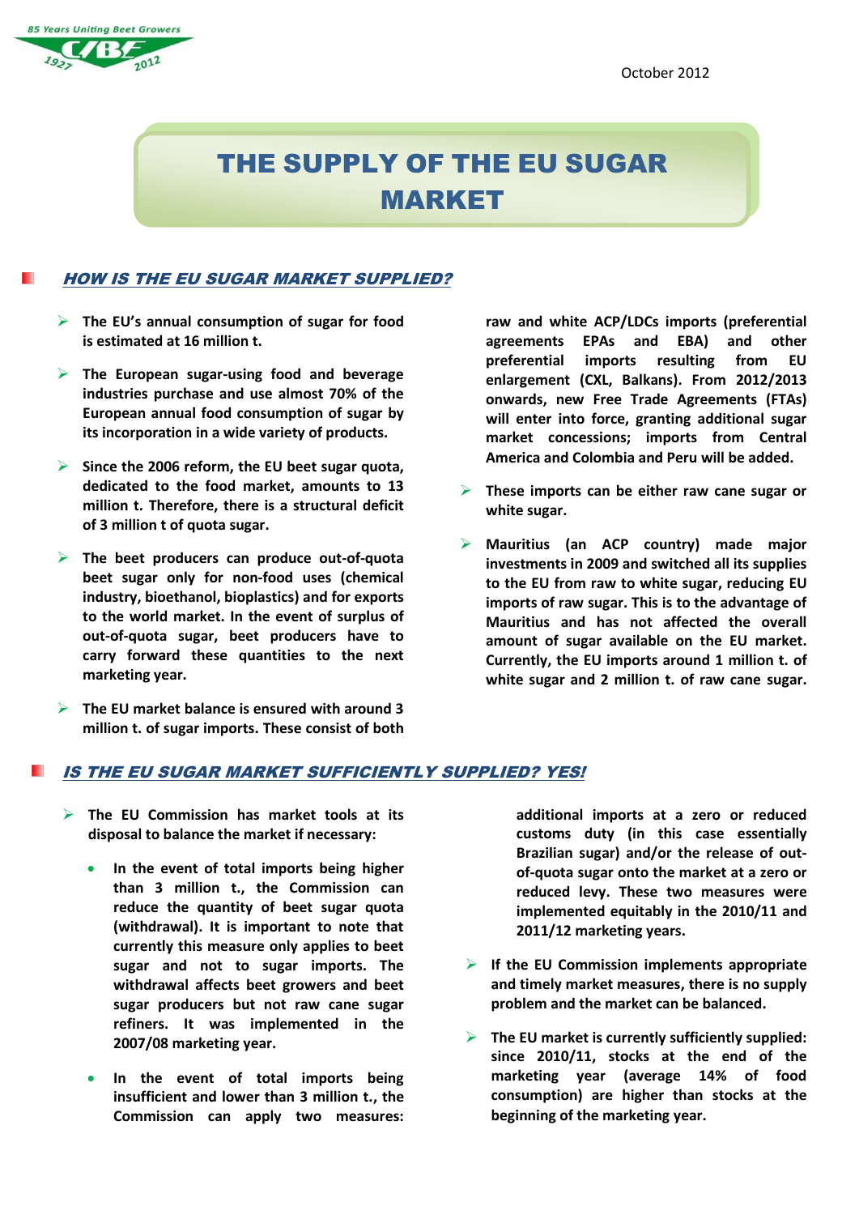85 Years Uniting Beet Growers

CIBE 1927 2012

October 2012

# THE SUPPLY OF THE EU SUGAR MARKET

## *HOW IS THE EU SUGAR MARKET SUPPLIED?*

- **The EU's annual consumption of sugar for food is estimated at 16 million t.**
- **The European sugar-using food and beverage industries purchase and use almost 70% of the European annual food consumption of sugar by its incorporation in a wide variety of products.**
- **Since the 2006 reform, the EU beet sugar quota, dedicated to the food market, amounts to 13 million t. Therefore, there is a structural deficit of 3 million t of quota sugar.**
- **The beet producers can produce out-of-quota beet sugar only for non-food uses (chemical industry, bioethanol, bioplastics) and for exports to the world market. In the event of surplus of out-of-quota sugar, beet producers have to carry forward these quantities to the next marketing year.**
- **The EU market balance is ensured with around 3 million t. of sugar imports. These consist of both raw and white ACP/LDCs imports (preferential agreements EPAs and EBA) and other preferential imports resulting from EU enlargement (CXL, Balkans). From 2012/2013 onwards, new Free Trade Agreements (FTAs) will enter into force, granting additional sugar market concessions; imports from Central America and Colombia and Peru will be added.**
- **These imports can be either raw cane sugar or white sugar.**
- **Mauritius (an ACP country) made major investments in 2009 and switched all its supplies to the EU from raw to white sugar, reducing EU imports of raw sugar. This is to the advantage of Mauritius and has not affected the overall amount of sugar available on the EU market. Currently, the EU imports around 1 million t. of white sugar and 2 million t. of raw cane sugar.**

## *IS THE EU SUGAR MARKET SUFFICIENTLY SUPPLIED? YES!*

- **The EU Commission has market tools at its disposal to balance the market if necessary:**
  - **In the event of total imports being higher than 3 million t., the Commission can reduce the quantity of beet sugar quota (withdrawal). It is important to note that currently this measure only applies to beet sugar and not to sugar imports. The withdrawal affects beet growers and beet sugar producers but not raw cane sugar refiners. It was implemented in the 2007/08 marketing year.**
  - **In the event of total imports being insufficient and lower than 3 million t., the Commission can apply two measures: additional imports at a zero or reduced customs duty (in this case essentially Brazilian sugar) and/or the release of out-of-quota sugar onto the market at a zero or reduced levy. These two measures were implemented equitably in the 2010/11 and 2011/12 marketing years.**
- **If the EU Commission implements appropriate and timely market measures, there is no supply problem and the market can be balanced.**
- **The EU market is currently sufficiently supplied: since 2010/11, stocks at the end of the marketing year (average 14% of food consumption) are higher than stocks at the beginning of the marketing year.**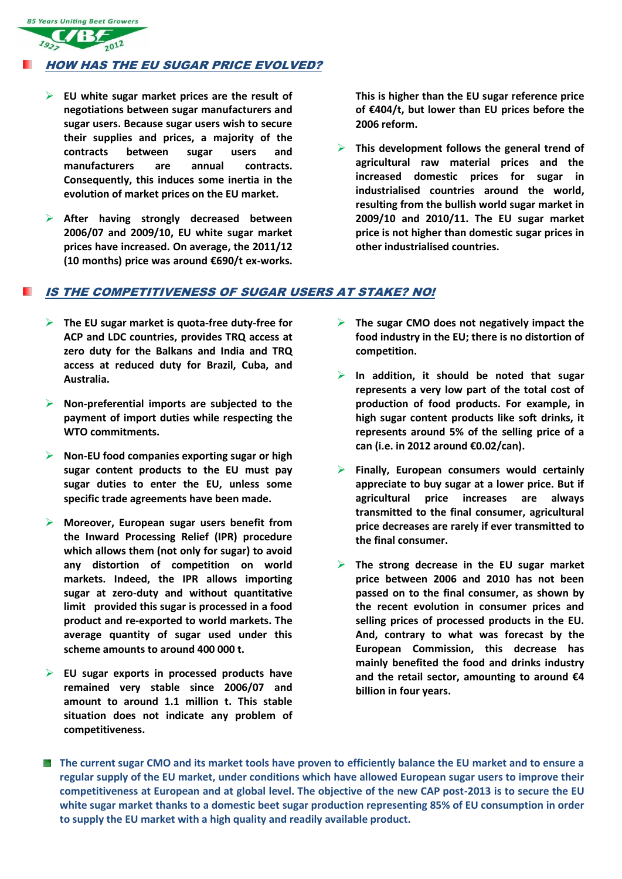## *HOW HAS THE EU SUGAR PRICE EVOLVED?*

- **EU white sugar market prices are the result of negotiations between sugar manufacturers and sugar users. Because sugar users wish to secure their supplies and prices, a majority of the contracts between sugar users and manufacturers are annual contracts. Consequently, this induces some inertia in the evolution of market prices on the EU market.**
- **After having strongly decreased between 2006/07 and 2009/10, EU white sugar market prices have increased. On average, the 2011/12 (10 months) price was around €690/t ex-works. This is higher than the EU sugar reference price of €404/t, but lower than EU prices before the 2006 reform.**
- **This development follows the general trend of agricultural raw material prices and the increased domestic prices for sugar in industrialised countries around the world, resulting from the bullish world sugar market in 2009/10 and 2010/11. The EU sugar market price is not higher than domestic sugar prices in other industrialised countries.**

## *IS THE COMPETITIVENESS OF SUGAR USERS AT STAKE? NO!*

- **The EU sugar market is quota-free duty-free for ACP and LDC countries, provides TRQ access at zero duty for the Balkans and India and TRQ access at reduced duty for Brazil, Cuba, and Australia.**
- **Non-preferential imports are subjected to the payment of import duties while respecting the WTO commitments.**
- **Non-EU food companies exporting sugar or high sugar content products to the EU must pay sugar duties to enter the EU, unless some specific trade agreements have been made.**
- **Moreover, European sugar users benefit from the Inward Processing Relief (IPR) procedure which allows them (not only for sugar) to avoid any distortion of competition on world markets. Indeed, the IPR allows importing sugar at zero-duty and without quantitative limit provided this sugar is processed in a food product and re-exported to world markets. The average quantity of sugar used under this scheme amounts to around 400 000 t.**
- **EU sugar exports in processed products have remained very stable since 2006/07 and amount to around 1.1 million t. This stable situation does not indicate any problem of competitiveness.**
- **The sugar CMO does not negatively impact the food industry in the EU; there is no distortion of competition.**
- **In addition, it should be noted that sugar represents a very low part of the total cost of production of food products. For example, in high sugar content products like soft drinks, it represents around 5% of the selling price of a can (i.e. in 2012 around €0.02/can).**
- **Finally, European consumers would certainly appreciate to buy sugar at a lower price. But if agricultural price increases are always transmitted to the final consumer, agricultural price decreases are rarely if ever transmitted to the final consumer.**
- **The strong decrease in the EU sugar market price between 2006 and 2010 has not been passed on to the final consumer, as shown by the recent evolution in consumer prices and selling prices of processed products in the EU. And, contrary to what was forecast by the European Commission, this decrease has mainly benefited the food and drinks industry and the retail sector, amounting to around €4 billion in four years.**

**The current sugar CMO and its market tools have proven to efficiently balance the EU market and to ensure a regular supply of the EU market, under conditions which have allowed European sugar users to improve their competitiveness at European and at global level. The objective of the new CAP post-2013 is to secure the EU white sugar market thanks to a domestic beet sugar production representing 85% of EU consumption in order to supply the EU market with a high quality and readily available product.**